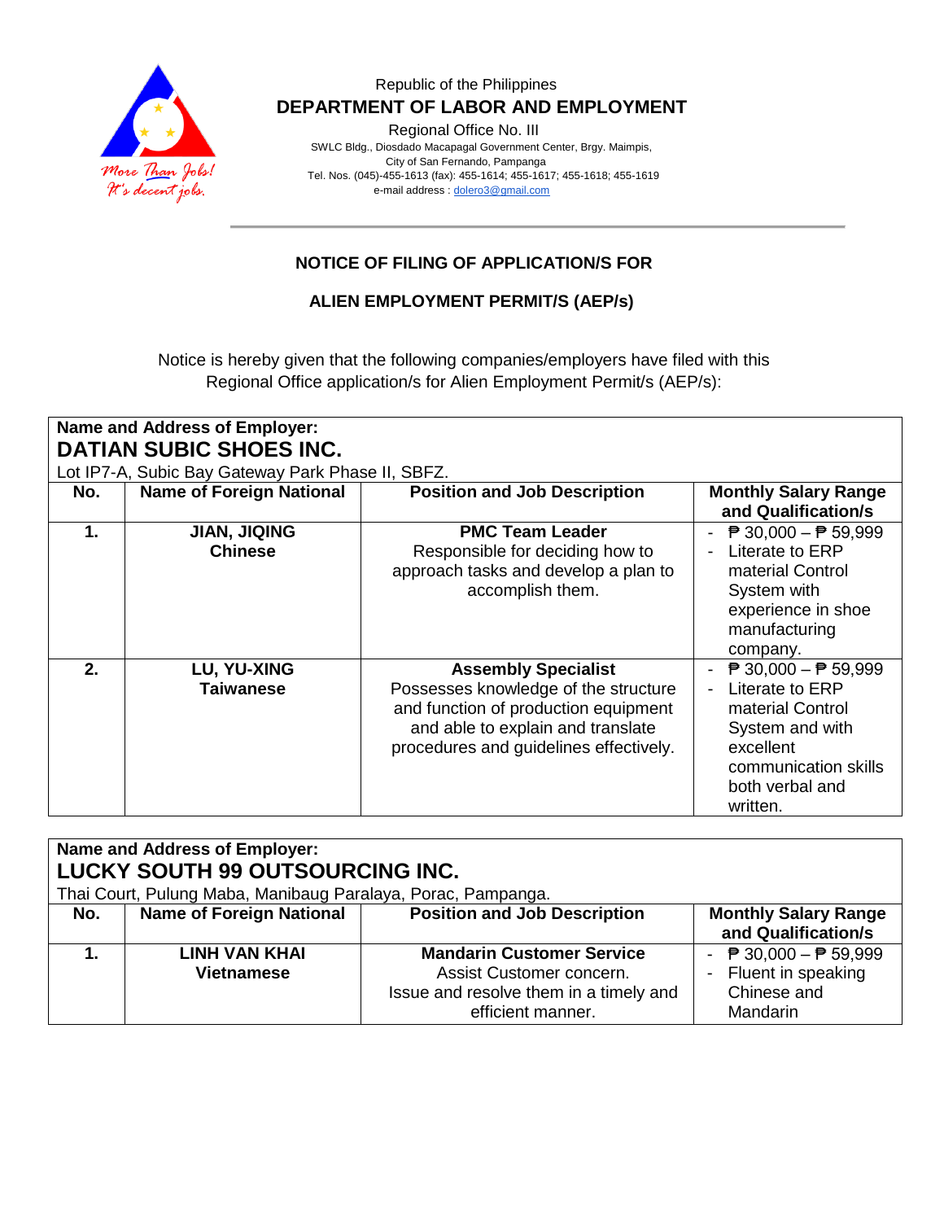Republic of the Philippines

**DEPARTMENT OF LABOR AND EMPLOYMENT**

Regional Office No. III

SWLC Bldg., Diosdado Macapagal Government Center, Brgy. Maimpis,
City of San Fernando, Pampanga
Tel. Nos. (045)-455-1613 (fax): 455-1614; 455-1617; 455-1618; 455-1619
e-mail address : dolero3@gmail.com

## NOTICE OF FILING OF APPLICATION/S FOR

## ALIEN EMPLOYMENT PERMIT/S (AEP/s)

Notice is hereby given that the following companies/employers have filed with this Regional Office application/s for Alien Employment Permit/s (AEP/s):

**Name and Address of Employer:**
**DATIAN SUBIC SHOES INC.**
Lot IP7-A, Subic Bay Gateway Park Phase II, SBFZ.

| No. | Name of Foreign National | Position and Job Description | Monthly Salary Range and Qualification/s |
|---|---|---|---|
| **1.** | **JIAN, JIQING**<br>**Chinese** | **PMC Team Leader**<br>Responsible for deciding how to approach tasks and develop a plan to accomplish them. | - ₱ 30,000 – ₱ 59,999<br>- Literate to ERP material Control System with experience in shoe manufacturing company. |
| **2.** | **LU, YU-XING**<br>**Taiwanese** | **Assembly Specialist**<br>Possesses knowledge of the structure and function of production equipment and able to explain and translate procedures and guidelines effectively. | - ₱ 30,000 – ₱ 59,999<br>- Literate to ERP material Control System and with excellent communication skills both verbal and written. |

**Name and Address of Employer:**
**LUCKY SOUTH 99 OUTSOURCING INC.**
Thai Court, Pulung Maba, Manibaug Paralaya, Porac, Pampanga.

| No. | Name of Foreign National | Position and Job Description | Monthly Salary Range and Qualification/s |
|---|---|---|---|
| **1.** | **LINH VAN KHAI**<br>**Vietnamese** | **Mandarin Customer Service**<br>Assist Customer concern.<br>Issue and resolve them in a timely and efficient manner. | - ₱ 30,000 – ₱ 59,999<br>- Fluent in speaking Chinese and Mandarin |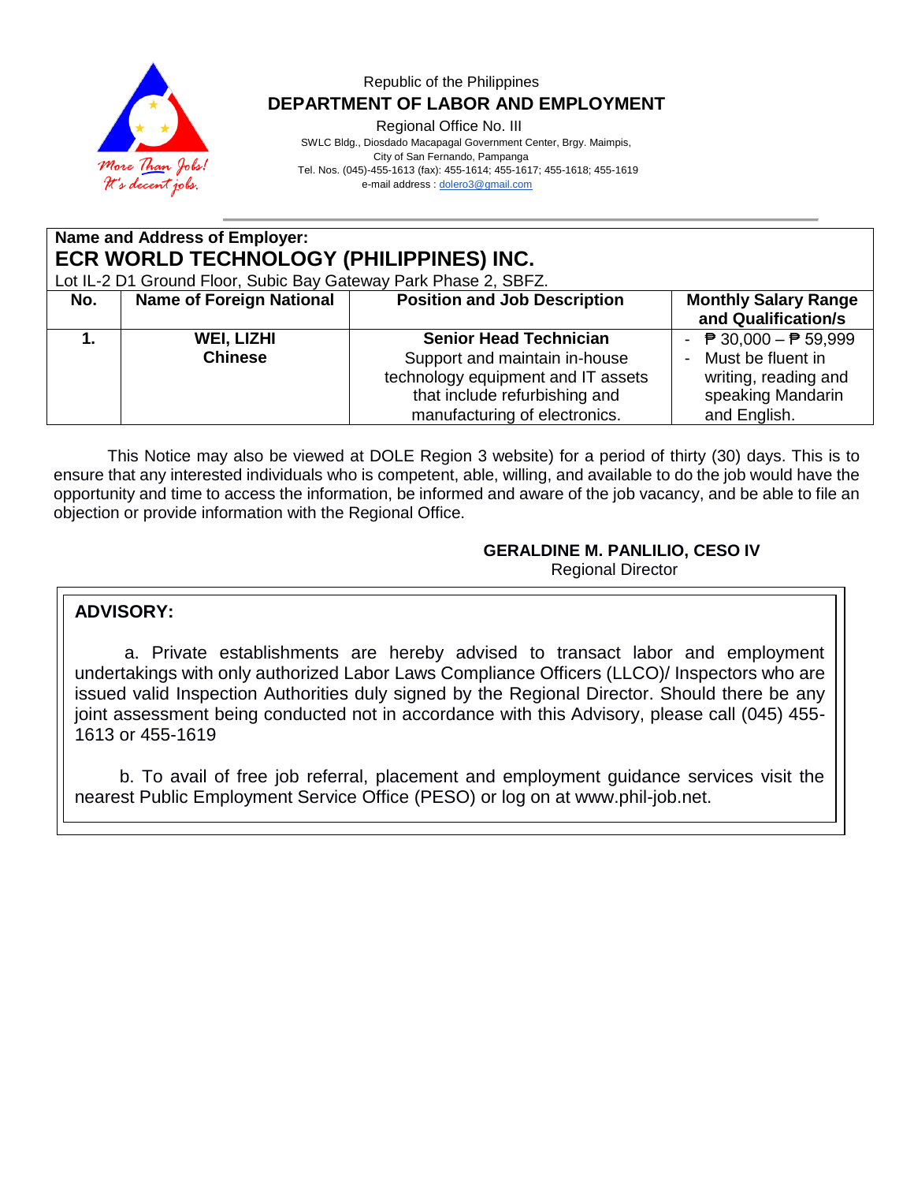Republic of the Philippines
**DEPARTMENT OF LABOR AND EMPLOYMENT**
Regional Office No. III
SWLC Bldg., Diosdado Macapagal Government Center, Brgy. Maimpis,
City of San Fernando, Pampanga
Tel. Nos. (045)-455-1613 (fax): 455-1614; 455-1617; 455-1618; 455-1619
e-mail address : dolero3@gmail.com

**Name and Address of Employer:**
## ECR WORLD TECHNOLOGY (PHILIPPINES) INC.
Lot IL-2 D1 Ground Floor, Subic Bay Gateway Park Phase 2, SBFZ.

| No. | Name of Foreign National | Position and Job Description | Monthly Salary Range and Qualification/s |
|---|---|---|---|
| **1.** | **WEI, LIZHI** **Chinese** | **Senior Head Technician** Support and maintain in-house technology equipment and IT assets that include refurbishing and manufacturing of electronics. | - ₱ 30,000 – ₱ 59,999 - Must be fluent in writing, reading and speaking Mandarin and English. |

This Notice may also be viewed at DOLE Region 3 website) for a period of thirty (30) days. This is to ensure that any interested individuals who is competent, able, willing, and available to do the job would have the opportunity and time to access the information, be informed and aware of the job vacancy, and be able to file an objection or provide information with the Regional Office.

**GERALDINE M. PANLILIO, CESO IV**
Regional Director

**ADVISORY:**

a. Private establishments are hereby advised to transact labor and employment undertakings with only authorized Labor Laws Compliance Officers (LLCO)/ Inspectors who are issued valid Inspection Authorities duly signed by the Regional Director. Should there be any joint assessment being conducted not in accordance with this Advisory, please call (045) 455-1613 or 455-1619

b. To avail of free job referral, placement and employment guidance services visit the nearest Public Employment Service Office (PESO) or log on at www.phil-job.net.